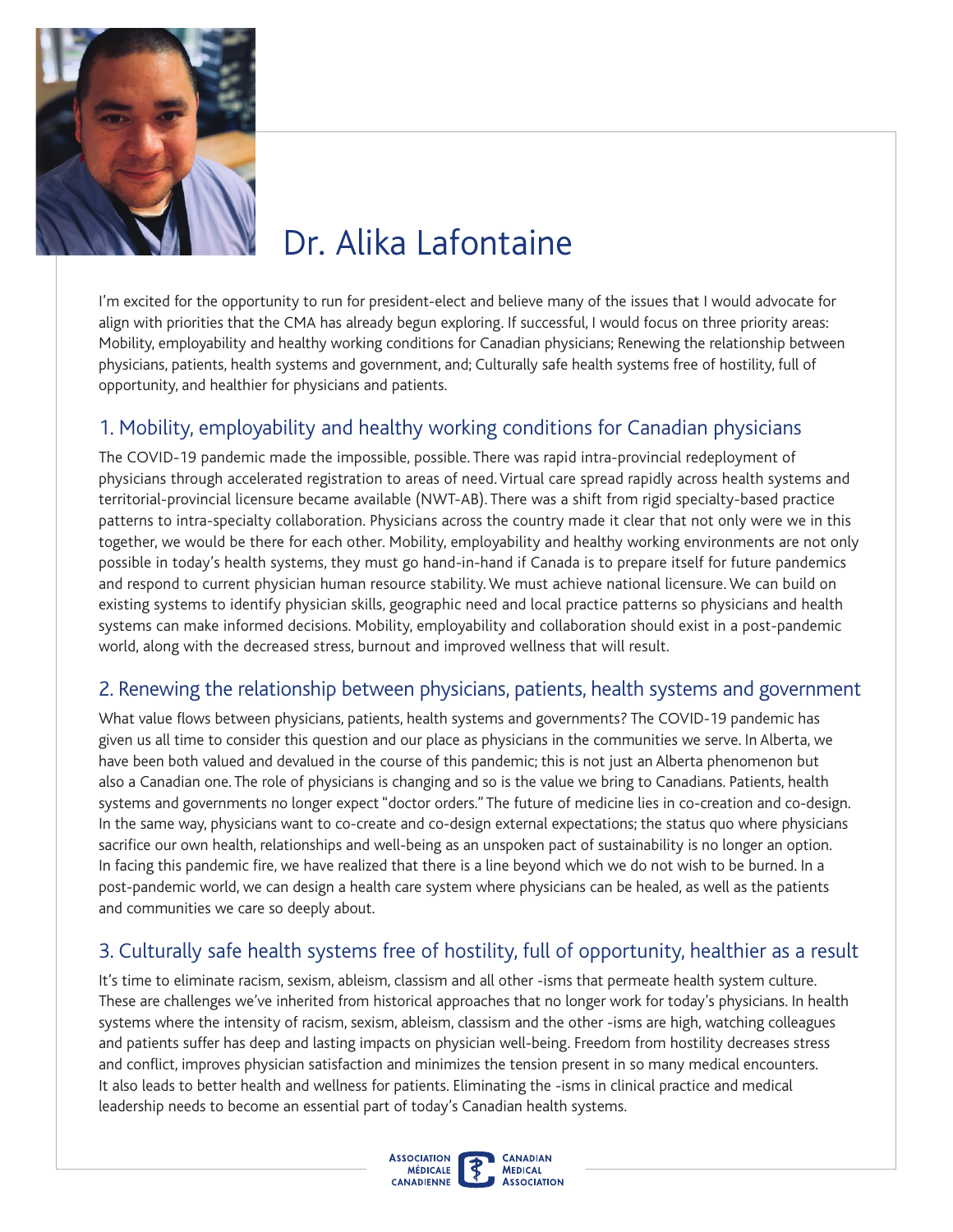# Dr. Alika Lafontaine

I'm excited for the opportunity to run for president-elect and believe many of the issues that I would advocate for align with priorities that the CMA has already begun exploring. If successful, I would focus on three priority areas: Mobility, employability and healthy working conditions for Canadian physicians; Renewing the relationship between physicians, patients, health systems and government, and; Culturally safe health systems free of hostility, full of opportunity, and healthier for physicians and patients.

## 1. Mobility, employability and healthy working conditions for Canadian physicians

The COVID-19 pandemic made the impossible, possible. There was rapid intra-provincial redeployment of physicians through accelerated registration to areas of need. Virtual care spread rapidly across health systems and territorial-provincial licensure became available (NWT-AB). There was a shift from rigid specialty-based practice patterns to intra-specialty collaboration. Physicians across the country made it clear that not only were we in this together, we would be there for each other. Mobility, employability and healthy working environments are not only possible in today's health systems, they must go hand-in-hand if Canada is to prepare itself for future pandemics and respond to current physician human resource stability. We must achieve national licensure. We can build on existing systems to identify physician skills, geographic need and local practice patterns so physicians and health systems can make informed decisions. Mobility, employability and collaboration should exist in a post-pandemic world, along with the decreased stress, burnout and improved wellness that will result.

## 2. Renewing the relationship between physicians, patients, health systems and government

What value flows between physicians, patients, health systems and governments? The COVID-19 pandemic has given us all time to consider this question and our place as physicians in the communities we serve. In Alberta, we have been both valued and devalued in the course of this pandemic; this is not just an Alberta phenomenon but also a Canadian one. The role of physicians is changing and so is the value we bring to Canadians. Patients, health systems and governments no longer expect "doctor orders." The future of medicine lies in co-creation and co-design. In the same way, physicians want to co-create and co-design external expectations; the status quo where physicians sacrifice our own health, relationships and well-being as an unspoken pact of sustainability is no longer an option. In facing this pandemic fire, we have realized that there is a line beyond which we do not wish to be burned. In a post-pandemic world, we can design a health care system where physicians can be healed, as well as the patients and communities we care so deeply about.

## 3. Culturally safe health systems free of hostility, full of opportunity, healthier as a result

It's time to eliminate racism, sexism, ableism, classism and all other -isms that permeate health system culture. These are challenges we've inherited from historical approaches that no longer work for today's physicians. In health systems where the intensity of racism, sexism, ableism, classism and the other -isms are high, watching colleagues and patients suffer has deep and lasting impacts on physician well-being. Freedom from hostility decreases stress and conflict, improves physician satisfaction and minimizes the tension present in so many medical encounters. It also leads to better health and wellness for patients. Eliminating the -isms in clinical practice and medical leadership needs to become an essential part of today's Canadian health systems.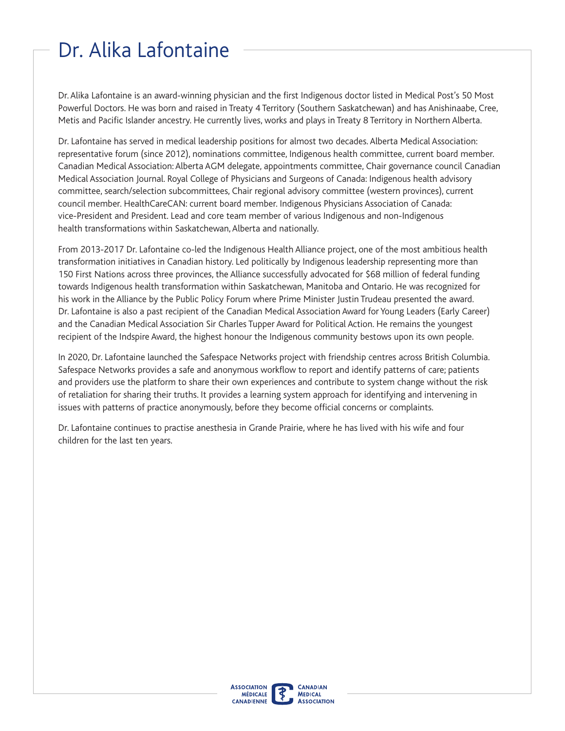# Dr. Alika Lafontaine

Dr. Alika Lafontaine is an award-winning physician and the first Indigenous doctor listed in Medical Post's 50 Most Powerful Doctors. He was born and raised in Treaty 4 Territory (Southern Saskatchewan) and has Anishinaabe, Cree, Metis and Pacific Islander ancestry. He currently lives, works and plays in Treaty 8 Territory in Northern Alberta.

Dr. Lafontaine has served in medical leadership positions for almost two decades. Alberta Medical Association: representative forum (since 2012), nominations committee, Indigenous health committee, current board member. Canadian Medical Association: Alberta AGM delegate, appointments committee, Chair governance council Canadian Medical Association Journal. Royal College of Physicians and Surgeons of Canada: Indigenous health advisory committee, search/selection subcommittees, Chair regional advisory committee (western provinces), current council member. HealthCareCAN: current board member. Indigenous Physicians Association of Canada: vice-President and President. Lead and core team member of various Indigenous and non-Indigenous health transformations within Saskatchewan, Alberta and nationally.

From 2013-2017 Dr. Lafontaine co-led the Indigenous Health Alliance project, one of the most ambitious health transformation initiatives in Canadian history. Led politically by Indigenous leadership representing more than 150 First Nations across three provinces, the Alliance successfully advocated for $68 million of federal funding towards Indigenous health transformation within Saskatchewan, Manitoba and Ontario. He was recognized for his work in the Alliance by the Public Policy Forum where Prime Minister Justin Trudeau presented the award. Dr. Lafontaine is also a past recipient of the Canadian Medical Association Award for Young Leaders (Early Career) and the Canadian Medical Association Sir Charles Tupper Award for Political Action. He remains the youngest recipient of the Indspire Award, the highest honour the Indigenous community bestows upon its own people.

In 2020, Dr. Lafontaine launched the Safespace Networks project with friendship centres across British Columbia. Safespace Networks provides a safe and anonymous workflow to report and identify patterns of care; patients and providers use the platform to share their own experiences and contribute to system change without the risk of retaliation for sharing their truths. It provides a learning system approach for identifying and intervening in issues with patterns of practice anonymously, before they become official concerns or complaints.

Dr. Lafontaine continues to practise anesthesia in Grande Prairie, where he has lived with his wife and four children for the last ten years.